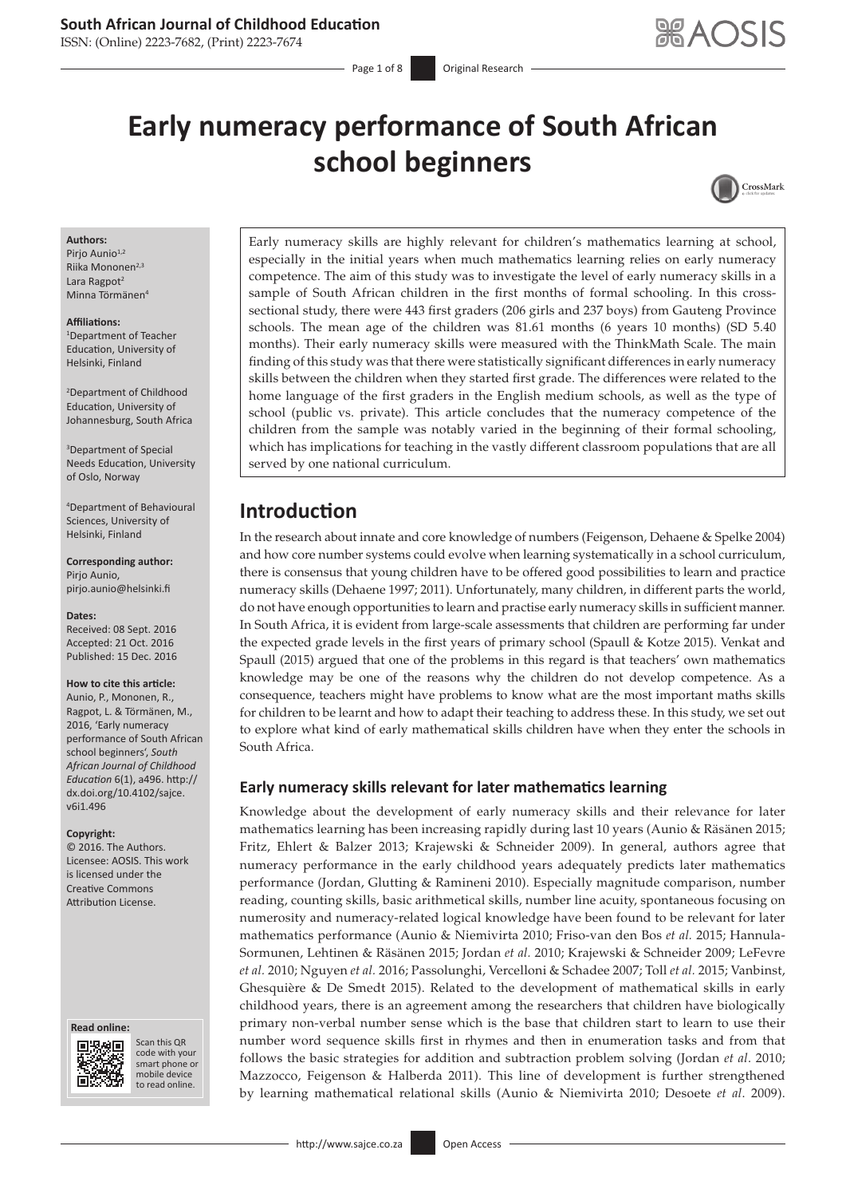# Early numeracy performance of South African school beginners

**Authors:**
Pirjo Aunio[1,2]
Riika Mononen[2,3]
Lara Ragpot[2]
Minna Törmänen[4]

**Affiliations:**
[1]Department of Teacher Education, University of Helsinki, Finland

[2]Department of Childhood Education, University of Johannesburg, South Africa

[3]Department of Special Needs Education, University of Oslo, Norway

[4]Department of Behavioural Sciences, University of Helsinki, Finland

**Corresponding author:**
Pirjo Aunio,
pirjo.aunio@helsinki.fi

**Dates:**
Received: 08 Sept. 2016
Accepted: 21 Oct. 2016
Published: 15 Dec. 2016

**How to cite this article:**
Aunio, P., Mononen, R., Ragpot, L. & Törmänen, M., 2016, 'Early numeracy performance of South African school beginners', *South African Journal of Childhood Education* 6(1), a496. http://dx.doi.org/10.4102/sajce.v6i1.496

**Copyright:**
© 2016. The Authors. Licensee: AOSIS. This work is licensed under the Creative Commons Attribution License.

Early numeracy skills are highly relevant for children's mathematics learning at school, especially in the initial years when much mathematics learning relies on early numeracy competence. The aim of this study was to investigate the level of early numeracy skills in a sample of South African children in the first months of formal schooling. In this cross-sectional study, there were 443 first graders (206 girls and 237 boys) from Gauteng Province schools. The mean age of the children was 81.61 months (6 years 10 months) (SD 5.40 months). Their early numeracy skills were measured with the ThinkMath Scale. The main finding of this study was that there were statistically significant differences in early numeracy skills between the children when they started first grade. The differences were related to the home language of the first graders in the English medium schools, as well as the type of school (public vs. private). This article concludes that the numeracy competence of the children from the sample was notably varied in the beginning of their formal schooling, which has implications for teaching in the vastly different classroom populations that are all served by one national curriculum.

## Introduction

In the research about innate and core knowledge of numbers (Feigenson, Dehaene & Spelke 2004) and how core number systems could evolve when learning systematically in a school curriculum, there is consensus that young children have to be offered good possibilities to learn and practice numeracy skills (Dehaene 1997; 2011). Unfortunately, many children, in different parts the world, do not have enough opportunities to learn and practise early numeracy skills in sufficient manner. In South Africa, it is evident from large-scale assessments that children are performing far under the expected grade levels in the first years of primary school (Spaull & Kotze 2015). Venkat and Spaull (2015) argued that one of the problems in this regard is that teachers' own mathematics knowledge may be one of the reasons why the children do not develop competence. As a consequence, teachers might have problems to know what are the most important maths skills for children to be learnt and how to adapt their teaching to address these. In this study, we set out to explore what kind of early mathematical skills children have when they enter the schools in South Africa.

### Early numeracy skills relevant for later mathematics learning

Knowledge about the development of early numeracy skills and their relevance for later mathematics learning has been increasing rapidly during last 10 years (Aunio & Räsänen 2015; Fritz, Ehlert & Balzer 2013; Krajewski & Schneider 2009). In general, authors agree that numeracy performance in the early childhood years adequately predicts later mathematics performance (Jordan, Glutting & Ramineni 2010). Especially magnitude comparison, number reading, counting skills, basic arithmetical skills, number line acuity, spontaneous focusing on numerosity and numeracy-related logical knowledge have been found to be relevant for later mathematics performance (Aunio & Niemivirta 2010; Friso-van den Bos *et al.* 2015; Hannula-Sormunen, Lehtinen & Räsänen 2015; Jordan *et al.* 2010; Krajewski & Schneider 2009; LeFevre *et al.* 2010; Nguyen *et al.* 2016; Passolunghi, Vercelloni & Schadee 2007; Toll *et al.* 2015; Vanbinst, Ghesquière & De Smedt 2015). Related to the development of mathematical skills in early childhood years, there is an agreement among the researchers that children have biologically primary non-verbal number sense which is the base that children start to learn to use their number word sequence skills first in rhymes and then in enumeration tasks and from that follows the basic strategies for addition and subtraction problem solving (Jordan *et al.* 2010; Mazzocco, Feigenson & Halberda 2011). This line of development is further strengthened by learning mathematical relational skills (Aunio & Niemivirta 2010; Desoete *et al.* 2009).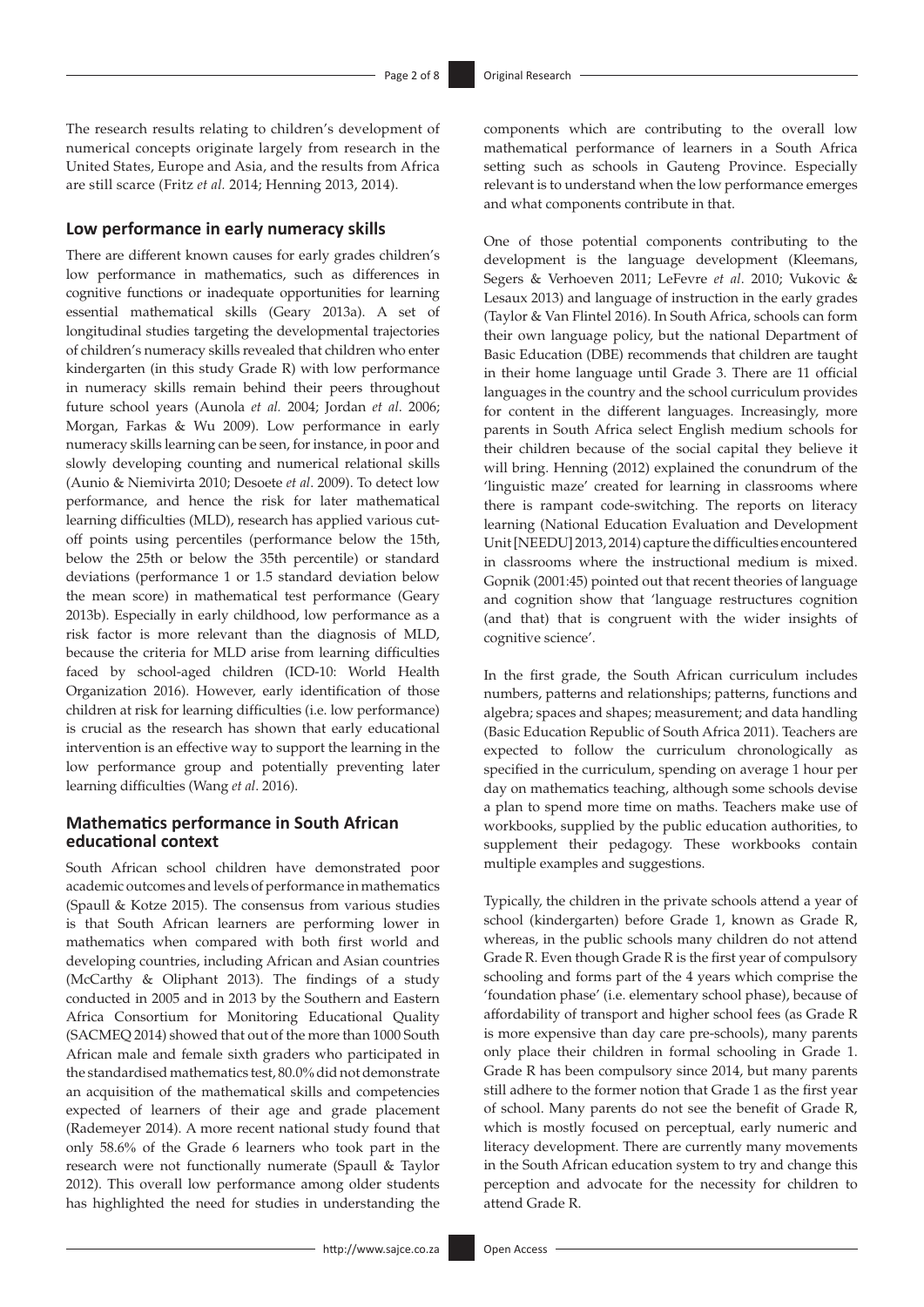The research results relating to children's development of numerical concepts originate largely from research in the United States, Europe and Asia, and the results from Africa are still scarce (Fritz *et al.* 2014; Henning 2013, 2014).

## Low performance in early numeracy skills

There are different known causes for early grades children's low performance in mathematics, such as differences in cognitive functions or inadequate opportunities for learning essential mathematical skills (Geary 2013a). A set of longitudinal studies targeting the developmental trajectories of children's numeracy skills revealed that children who enter kindergarten (in this study Grade R) with low performance in numeracy skills remain behind their peers throughout future school years (Aunola *et al.* 2004; Jordan *et al*. 2006; Morgan, Farkas & Wu 2009). Low performance in early numeracy skills learning can be seen, for instance, in poor and slowly developing counting and numerical relational skills (Aunio & Niemivirta 2010; Desoete *et al*. 2009). To detect low performance, and hence the risk for later mathematical learning difficulties (MLD), research has applied various cut-off points using percentiles (performance below the 15th, below the 25th or below the 35th percentile) or standard deviations (performance 1 or 1.5 standard deviation below the mean score) in mathematical test performance (Geary 2013b). Especially in early childhood, low performance as a risk factor is more relevant than the diagnosis of MLD, because the criteria for MLD arise from learning difficulties faced by school-aged children (ICD-10: World Health Organization 2016). However, early identification of those children at risk for learning difficulties (i.e. low performance) is crucial as the research has shown that early educational intervention is an effective way to support the learning in the low performance group and potentially preventing later learning difficulties (Wang *et al*. 2016).

## Mathematics performance in South African educational context

South African school children have demonstrated poor academic outcomes and levels of performance in mathematics (Spaull & Kotze 2015). The consensus from various studies is that South African learners are performing lower in mathematics when compared with both first world and developing countries, including African and Asian countries (McCarthy & Oliphant 2013). The findings of a study conducted in 2005 and in 2013 by the Southern and Eastern Africa Consortium for Monitoring Educational Quality (SACMEQ 2014) showed that out of the more than 1000 South African male and female sixth graders who participated in the standardised mathematics test, 80.0% did not demonstrate an acquisition of the mathematical skills and competencies expected of learners of their age and grade placement (Rademeyer 2014). A more recent national study found that only 58.6% of the Grade 6 learners who took part in the research were not functionally numerate (Spaull & Taylor 2012). This overall low performance among older students has highlighted the need for studies in understanding the components which are contributing to the overall low mathematical performance of learners in a South Africa setting such as schools in Gauteng Province. Especially relevant is to understand when the low performance emerges and what components contribute in that.

One of those potential components contributing to the development is the language development (Kleemans, Segers & Verhoeven 2011; LeFevre *et al*. 2010; Vukovic & Lesaux 2013) and language of instruction in the early grades (Taylor & Van Flintel 2016). In South Africa, schools can form their own language policy, but the national Department of Basic Education (DBE) recommends that children are taught in their home language until Grade 3. There are 11 official languages in the country and the school curriculum provides for content in the different languages. Increasingly, more parents in South Africa select English medium schools for their children because of the social capital they believe it will bring. Henning (2012) explained the conundrum of the 'linguistic maze' created for learning in classrooms where there is rampant code-switching. The reports on literacy learning (National Education Evaluation and Development Unit [NEEDU] 2013, 2014) capture the difficulties encountered in classrooms where the instructional medium is mixed. Gopnik (2001:45) pointed out that recent theories of language and cognition show that 'language restructures cognition (and that) that is congruent with the wider insights of cognitive science'.

In the first grade, the South African curriculum includes numbers, patterns and relationships; patterns, functions and algebra; spaces and shapes; measurement; and data handling (Basic Education Republic of South Africa 2011). Teachers are expected to follow the curriculum chronologically as specified in the curriculum, spending on average 1 hour per day on mathematics teaching, although some schools devise a plan to spend more time on maths. Teachers make use of workbooks, supplied by the public education authorities, to supplement their pedagogy. These workbooks contain multiple examples and suggestions.

Typically, the children in the private schools attend a year of school (kindergarten) before Grade 1, known as Grade R, whereas, in the public schools many children do not attend Grade R. Even though Grade R is the first year of compulsory schooling and forms part of the 4 years which comprise the 'foundation phase' (i.e. elementary school phase), because of affordability of transport and higher school fees (as Grade R is more expensive than day care pre-schools), many parents only place their children in formal schooling in Grade 1. Grade R has been compulsory since 2014, but many parents still adhere to the former notion that Grade 1 as the first year of school. Many parents do not see the benefit of Grade R, which is mostly focused on perceptual, early numeric and literacy development. There are currently many movements in the South African education system to try and change this perception and advocate for the necessity for children to attend Grade R.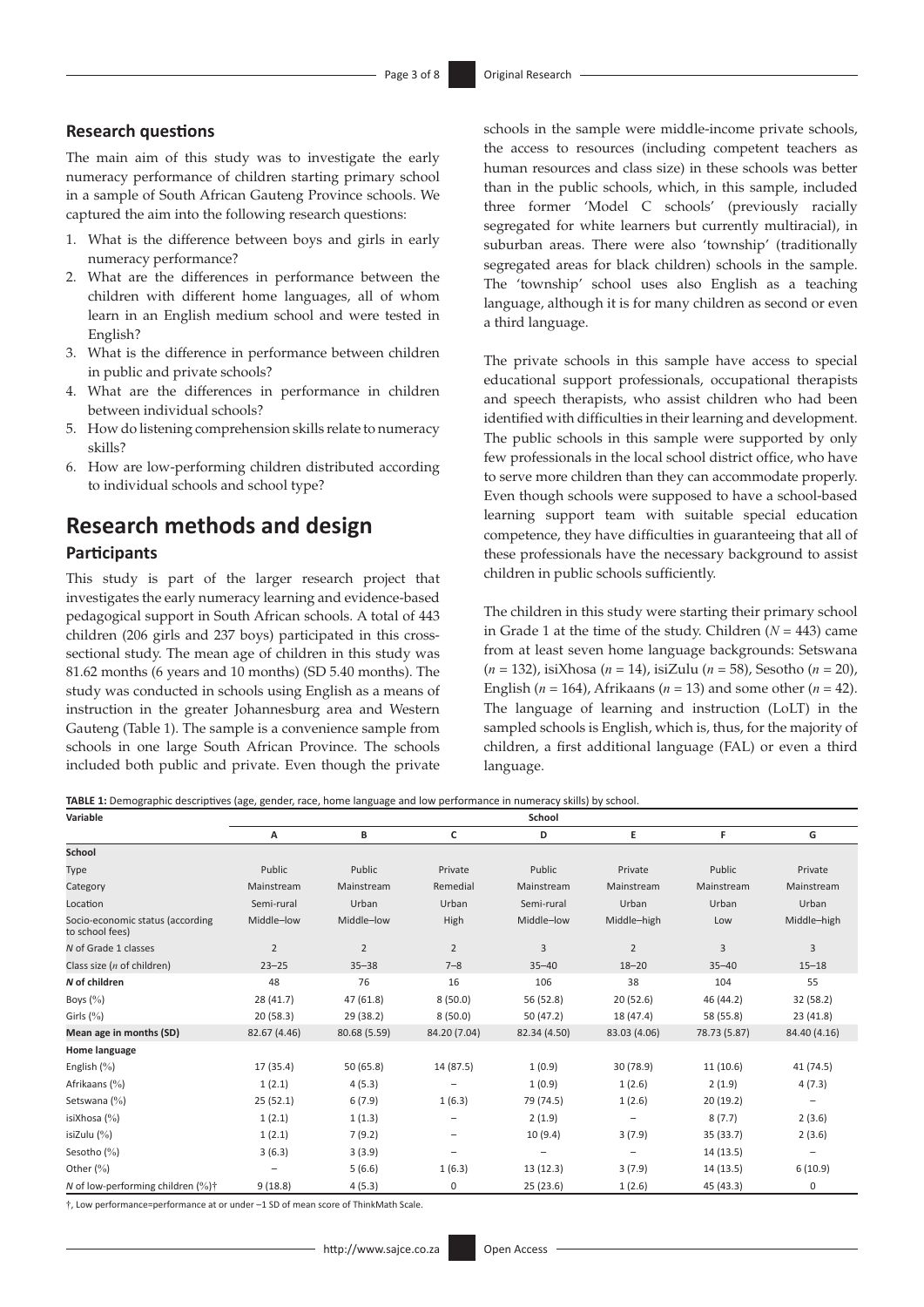### Research questions

The main aim of this study was to investigate the early numeracy performance of children starting primary school in a sample of South African Gauteng Province schools. We captured the aim into the following research questions:

1. What is the difference between boys and girls in early numeracy performance?
2. What are the differences in performance between the children with different home languages, all of whom learn in an English medium school and were tested in English?
3. What is the difference in performance between children in public and private schools?
4. What are the differences in performance in children between individual schools?
5. How do listening comprehension skills relate to numeracy skills?
6. How are low-performing children distributed according to individual schools and school type?

## Research methods and design

### Participants

This study is part of the larger research project that investigates the early numeracy learning and evidence-based pedagogical support in South African schools. A total of 443 children (206 girls and 237 boys) participated in this cross-sectional study. The mean age of children in this study was 81.62 months (6 years and 10 months) (SD 5.40 months). The study was conducted in schools using English as a means of instruction in the greater Johannesburg area and Western Gauteng (Table 1). The sample is a convenience sample from schools in one large South African Province. The schools included both public and private. Even though the private schools in the sample were middle-income private schools, the access to resources (including competent teachers as human resources and class size) in these schools was better than in the public schools, which, in this sample, included three former 'Model C schools' (previously racially segregated for white learners but currently multiracial), in suburban areas. There were also 'township' (traditionally segregated areas for black children) schools in the sample. The 'township' school uses also English as a teaching language, although it is for many children as second or even a third language.

The private schools in this sample have access to special educational support professionals, occupational therapists and speech therapists, who assist children who had been identified with difficulties in their learning and development. The public schools in this sample were supported by only few professionals in the local school district office, who have to serve more children than they can accommodate properly. Even though schools were supposed to have a school-based learning support team with suitable special education competence, they have difficulties in guaranteeing that all of these professionals have the necessary background to assist children in public schools sufficiently.

The children in this study were starting their primary school in Grade 1 at the time of the study. Children ($N$ = 443) came from at least seven home language backgrounds: Setswana ($n$ = 132), isiXhosa ($n$ = 14), isiZulu ($n$ = 58), Sesotho ($n$ = 20), English ($n$ = 164), Afrikaans ($n$ = 13) and some other ($n$ = 42). The language of learning and instruction (LoLT) in the sampled schools is English, which is, thus, for the majority of children, a first additional language (FAL) or even a third language.

**TABLE 1:** Demographic descriptives (age, gender, race, home language and low performance in numeracy skills) by school.

| Variable | School | | | | | | |
|---|---|---|---|---|---|---|---|
| | A | B | C | D | E | F | G |
| **School** | | | | | | | |
| Type | Public | Public | Private | Public | Private | Public | Private |
| Category | Mainstream | Mainstream | Remedial | Mainstream | Mainstream | Mainstream | Mainstream |
| Location | Semi-rural | Urban | Urban | Semi-rural | Urban | Urban | Urban |
| Socio-economic status (according to school fees) | Middle–low | Middle–low | High | Middle–low | Middle–high | Low | Middle–high |
| *N* of Grade 1 classes | 2 | 2 | 2 | 3 | 2 | 3 | 3 |
| Class size (*n* of children) | 23–25 | 35–38 | 7–8 | 35–40 | 18–20 | 35–40 | 15–18 |
| ***N* of children** | 48 | 76 | 16 | 106 | 38 | 104 | 55 |
| Boys (%) | 28 (41.7) | 47 (61.8) | 8 (50.0) | 56 (52.8) | 20 (52.6) | 46 (44.2) | 32 (58.2) |
| Girls (%) | 20 (58.3) | 29 (38.2) | 8 (50.0) | 50 (47.2) | 18 (47.4) | 58 (55.8) | 23 (41.8) |
| **Mean age in months (SD)** | 82.67 (4.46) | 80.68 (5.59) | 84.20 (7.04) | 82.34 (4.50) | 83.03 (4.06) | 78.73 (5.87) | 84.40 (4.16) |
| **Home language** | | | | | | | |
| English (%) | 17 (35.4) | 50 (65.8) | 14 (87.5) | 1 (0.9) | 30 (78.9) | 11 (10.6) | 41 (74.5) |
| Afrikaans (%) | 1 (2.1) | 4 (5.3) | – | 1 (0.9) | 1 (2.6) | 2 (1.9) | 4 (7.3) |
| Setswana (%) | 25 (52.1) | 6 (7.9) | 1 (6.3) | 79 (74.5) | 1 (2.6) | 20 (19.2) | – |
| isiXhosa (%) | 1 (2.1) | 1 (1.3) | – | 2 (1.9) | – | 8 (7.7) | 2 (3.6) |
| isiZulu (%) | 1 (2.1) | 7 (9.2) | – | 10 (9.4) | 3 (7.9) | 35 (33.7) | 2 (3.6) |
| Sesotho (%) | 3 (6.3) | 3 (3.9) | – | – | – | 14 (13.5) | – |
| Other (%) | – | 5 (6.6) | 1 (6.3) | 13 (12.3) | 3 (7.9) | 14 (13.5) | 6 (10.9) |
| *N* of low-performing children (%)† | 9 (18.8) | 4 (5.3) | 0 | 25 (23.6) | 1 (2.6) | 45 (43.3) | 0 |

†, Low performance=performance at or under –1 SD of mean score of ThinkMath Scale.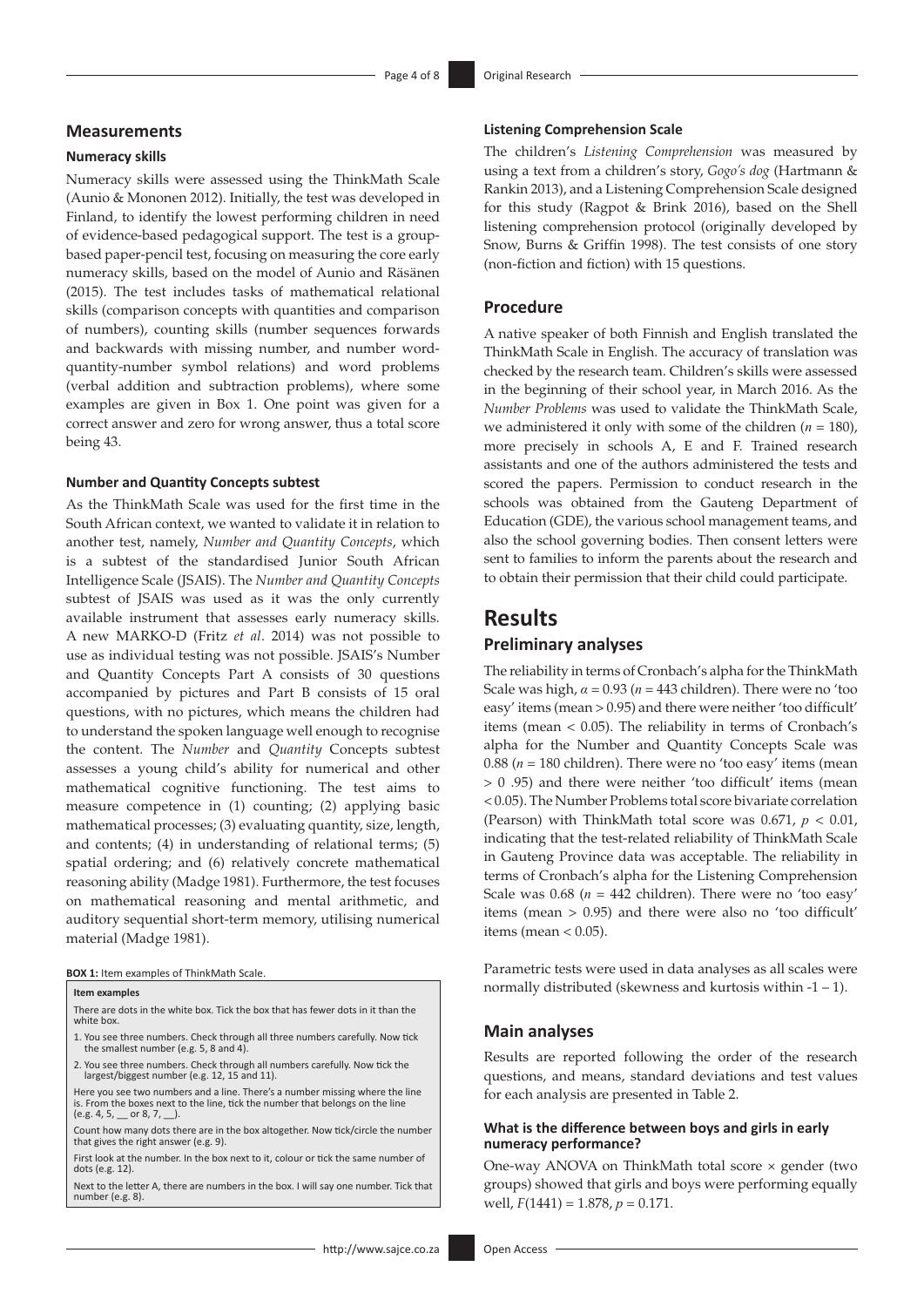## Measurements

### Numeracy skills

Numeracy skills were assessed using the ThinkMath Scale (Aunio & Mononen 2012). Initially, the test was developed in Finland, to identify the lowest performing children in need of evidence-based pedagogical support. The test is a group-based paper-pencil test, focusing on measuring the core early numeracy skills, based on the model of Aunio and Räsänen (2015). The test includes tasks of mathematical relational skills (comparison concepts with quantities and comparison of numbers), counting skills (number sequences forwards and backwards with missing number, and number word-quantity-number symbol relations) and word problems (verbal addition and subtraction problems), where some examples are given in Box 1. One point was given for a correct answer and zero for wrong answer, thus a total score being 43.

#### Number and Quantity Concepts subtest

As the ThinkMath Scale was used for the first time in the South African context, we wanted to validate it in relation to another test, namely, *Number and Quantity Concepts*, which is a subtest of the standardised Junior South African Intelligence Scale (JSAIS). The *Number and Quantity Concepts* subtest of JSAIS was used as it was the only currently available instrument that assesses early numeracy skills. A new MARKO-D (Fritz *et al*. 2014) was not possible to use as individual testing was not possible. JSAIS's Number and Quantity Concepts Part A consists of 30 questions accompanied by pictures and Part B consists of 15 oral questions, with no pictures, which means the children had to understand the spoken language well enough to recognise the content. The *Number* and *Quantity* Concepts subtest assesses a young child's ability for numerical and other mathematical cognitive functioning. The test aims to measure competence in (1) counting; (2) applying basic mathematical processes; (3) evaluating quantity, size, length, and contents; (4) in understanding of relational terms; (5) spatial ordering; and (6) relatively concrete mathematical reasoning ability (Madge 1981). Furthermore, the test focuses on mathematical reasoning and mental arithmetic, and auditory sequential short-term memory, utilising numerical material (Madge 1981).

**BOX 1:** Item examples of ThinkMath Scale.

| Item examples |
|---|
| There are dots in the white box. Tick the box that has fewer dots in it than the white box. |
| 1. You see three numbers. Check through all three numbers carefully. Now tick the smallest number (e.g. 5, 8 and 4). |
| 2. You see three numbers. Check through all numbers carefully. Now tick the largest/biggest number (e.g. 12, 15 and 11). |
| Here you see two numbers and a line. There's a number missing where the line is. From the boxes next to the line, tick the number that belongs on the line (e.g. 4, 5, __ or 8, 7, __). |
| Count how many dots there are in the box altogether. Now tick/circle the number that gives the right answer (e.g. 9). |
| First look at the number. In the box next to it, colour or tick the same number of dots (e.g. 12). |
| Next to the letter A, there are numbers in the box. I will say one number. Tick that number (e.g. 8). |

#### Listening Comprehension Scale

The children's *Listening Comprehension* was measured by using a text from a children's story, *Gogo's dog* (Hartmann & Rankin 2013), and a Listening Comprehension Scale designed for this study (Ragpot & Brink 2016), based on the Shell listening comprehension protocol (originally developed by Snow, Burns & Griffin 1998). The test consists of one story (non-fiction and fiction) with 15 questions.

## Procedure

A native speaker of both Finnish and English translated the ThinkMath Scale in English. The accuracy of translation was checked by the research team. Children's skills were assessed in the beginning of their school year, in March 2016. As the *Number Problems* was used to validate the ThinkMath Scale, we administered it only with some of the children ($n$ = 180), more precisely in schools A, E and F. Trained research assistants and one of the authors administered the tests and scored the papers. Permission to conduct research in the schools was obtained from the Gauteng Department of Education (GDE), the various school management teams, and also the school governing bodies. Then consent letters were sent to families to inform the parents about the research and to obtain their permission that their child could participate.

# Results

## Preliminary analyses

The reliability in terms of Cronbach's alpha for the ThinkMath Scale was high, $\alpha = 0.93$ ($n$ = 443 children). There were no 'too easy' items (mean > 0.95) and there were neither 'too difficult' items (mean < 0.05). The reliability in terms of Cronbach's alpha for the Number and Quantity Concepts Scale was 0.88 ($n$ = 180 children). There were no 'too easy' items (mean > 0 .95) and there were neither 'too difficult' items (mean < 0.05). The Number Problems total score bivariate correlation (Pearson) with ThinkMath total score was 0.671, $p < 0.01$, indicating that the test-related reliability of ThinkMath Scale in Gauteng Province data was acceptable. The reliability in terms of Cronbach's alpha for the Listening Comprehension Scale was 0.68 ($n$ = 442 children). There were no 'too easy' items (mean > 0.95) and there were also no 'too difficult' items (mean < 0.05).

Parametric tests were used in data analyses as all scales were normally distributed (skewness and kurtosis within -1 – 1).

## Main analyses

Results are reported following the order of the research questions, and means, standard deviations and test values for each analysis are presented in Table 2.

#### What is the difference between boys and girls in early numeracy performance?

One-way ANOVA on ThinkMath total score × gender (two groups) showed that girls and boys were performing equally well, $F(1441) = 1.878$, $p = 0.171$.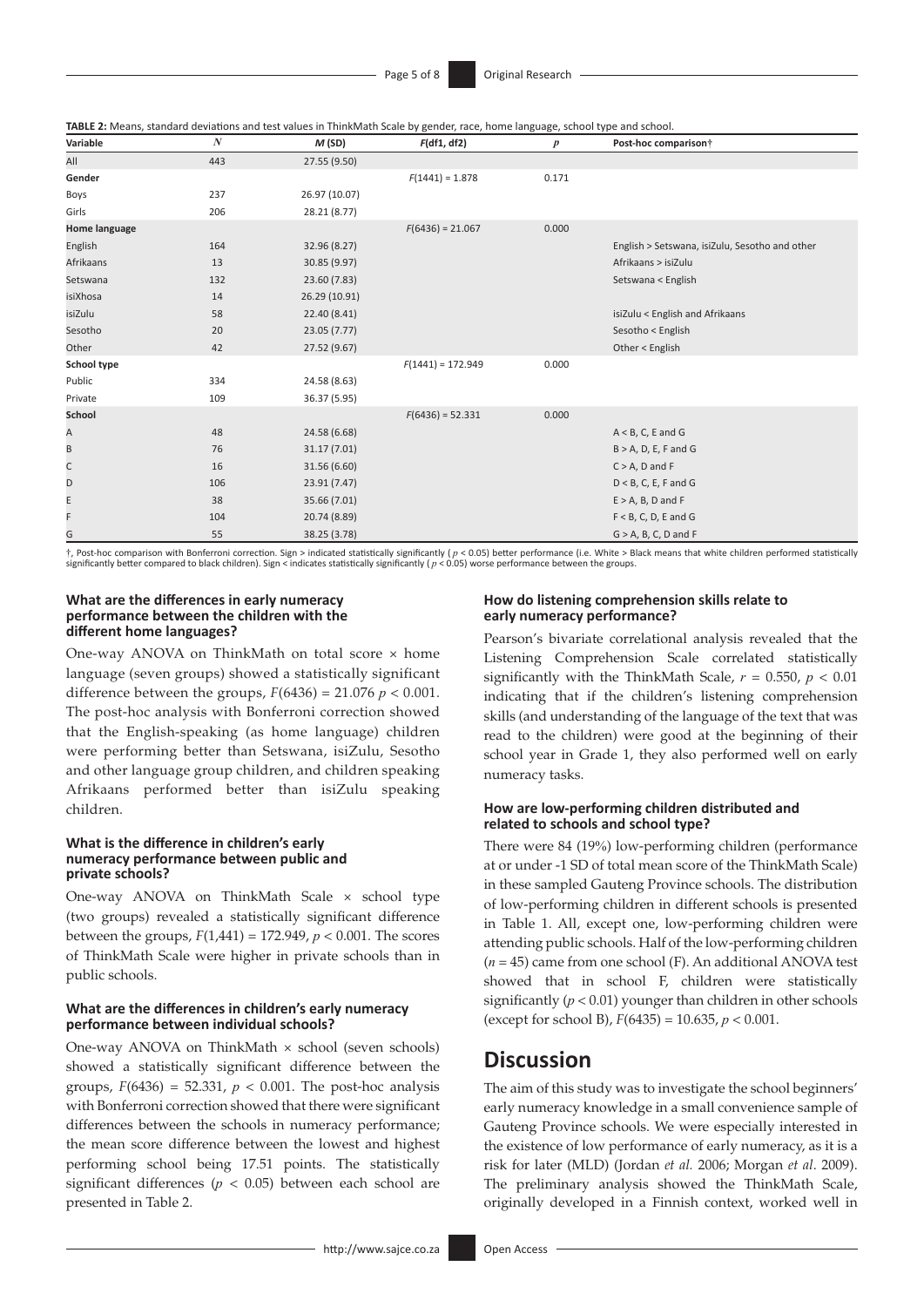**TABLE 2:** Means, standard deviations and test values in ThinkMath Scale by gender, race, home language, school type and school.

| Variable | $N$ | $M$ (SD) | $F$(df1, df2) | $p$ | Post-hoc comparison† |
|---|---|---|---|---|---|
| All | 443 | 27.55 (9.50) | | | |
| **Gender** | | | $F(1441) = 1.878$ | 0.171 | |
| Boys | 237 | 26.97 (10.07) | | | |
| Girls | 206 | 28.21 (8.77) | | | |
| **Home language** | | | $F(6436) = 21.067$ | 0.000 | |
| English | 164 | 32.96 (8.27) | | | English > Setswana, isiZulu, Sesotho and other |
| Afrikaans | 13 | 30.85 (9.97) | | | Afrikaans > isiZulu |
| Setswana | 132 | 23.60 (7.83) | | | Setswana < English |
| isiXhosa | 14 | 26.29 (10.91) | | | |
| isiZulu | 58 | 22.40 (8.41) | | | isiZulu < English and Afrikaans |
| Sesotho | 20 | 23.05 (7.77) | | | Sesotho < English |
| Other | 42 | 27.52 (9.67) | | | Other < English |
| **School type** | | | $F(1441) = 172.949$ | 0.000 | |
| Public | 334 | 24.58 (8.63) | | | |
| Private | 109 | 36.37 (5.95) | | | |
| **School** | | | $F(6436) = 52.331$ | 0.000 | |
| A | 48 | 24.58 (6.68) | | | A < B, C, E and G |
| B | 76 | 31.17 (7.01) | | | B > A, D, E, F and G |
| C | 16 | 31.56 (6.60) | | | C > A, D and F |
| D | 106 | 23.91 (7.47) | | | D < B, C, E, F and G |
| E | 38 | 35.66 (7.01) | | | E > A, B, D and F |
| F | 104 | 20.74 (8.89) | | | F < B, C, D, E and G |
| G | 55 | 38.25 (3.78) | | | G > A, B, C, D and F |

†, Post-hoc comparison with Bonferroni correction. Sign > indicated statistically significantly ($p < 0.05$) better performance (i.e. White > Black means that white children performed statistically significantly better compared to black children). Sign < indicates statistically significantly ($p < 0.05$) worse performance between the groups.

### What are the differences in early numeracy performance between the children with the different home languages?

One-way ANOVA on ThinkMath on total score × home language (seven groups) showed a statistically significant difference between the groups, $F(6436) = 21.076$ $p < 0.001$. The post-hoc analysis with Bonferroni correction showed that the English-speaking (as home language) children were performing better than Setswana, isiZulu, Sesotho and other language group children, and children speaking Afrikaans performed better than isiZulu speaking children.

### What is the difference in children's early numeracy performance between public and private schools?

One-way ANOVA on ThinkMath Scale × school type (two groups) revealed a statistically significant difference between the groups, $F(1,441) = 172.949$, $p < 0.001$. The scores of ThinkMath Scale were higher in private schools than in public schools.

### What are the differences in children's early numeracy performance between individual schools?

One-way ANOVA on ThinkMath × school (seven schools) showed a statistically significant difference between the groups, $F(6436) = 52.331$, $p < 0.001$. The post-hoc analysis with Bonferroni correction showed that there were significant differences between the schools in numeracy performance; the mean score difference between the lowest and highest performing school being 17.51 points. The statistically significant differences ($p < 0.05$) between each school are presented in Table 2.

### How do listening comprehension skills relate to early numeracy performance?

Pearson's bivariate correlational analysis revealed that the Listening Comprehension Scale correlated statistically significantly with the ThinkMath Scale, $r = 0.550$, $p < 0.01$ indicating that if the children's listening comprehension skills (and understanding of the language of the text that was read to the children) were good at the beginning of their school year in Grade 1, they also performed well on early numeracy tasks.

### How are low-performing children distributed and related to schools and school type?

There were 84 (19%) low-performing children (performance at or under -1 SD of total mean score of the ThinkMath Scale) in these sampled Gauteng Province schools. The distribution of low-performing children in different schools is presented in Table 1. All, except one, low-performing children were attending public schools. Half of the low-performing children ($n = 45$) came from one school (F). An additional ANOVA test showed that in school F, children were statistically significantly ($p < 0.01$) younger than children in other schools (except for school B), $F(6435) = 10.635$, $p < 0.001$.

## Discussion

The aim of this study was to investigate the school beginners' early numeracy knowledge in a small convenience sample of Gauteng Province schools. We were especially interested in the existence of low performance of early numeracy, as it is a risk for later (MLD) (Jordan *et al.* 2006; Morgan *et al*. 2009). The preliminary analysis showed the ThinkMath Scale, originally developed in a Finnish context, worked well in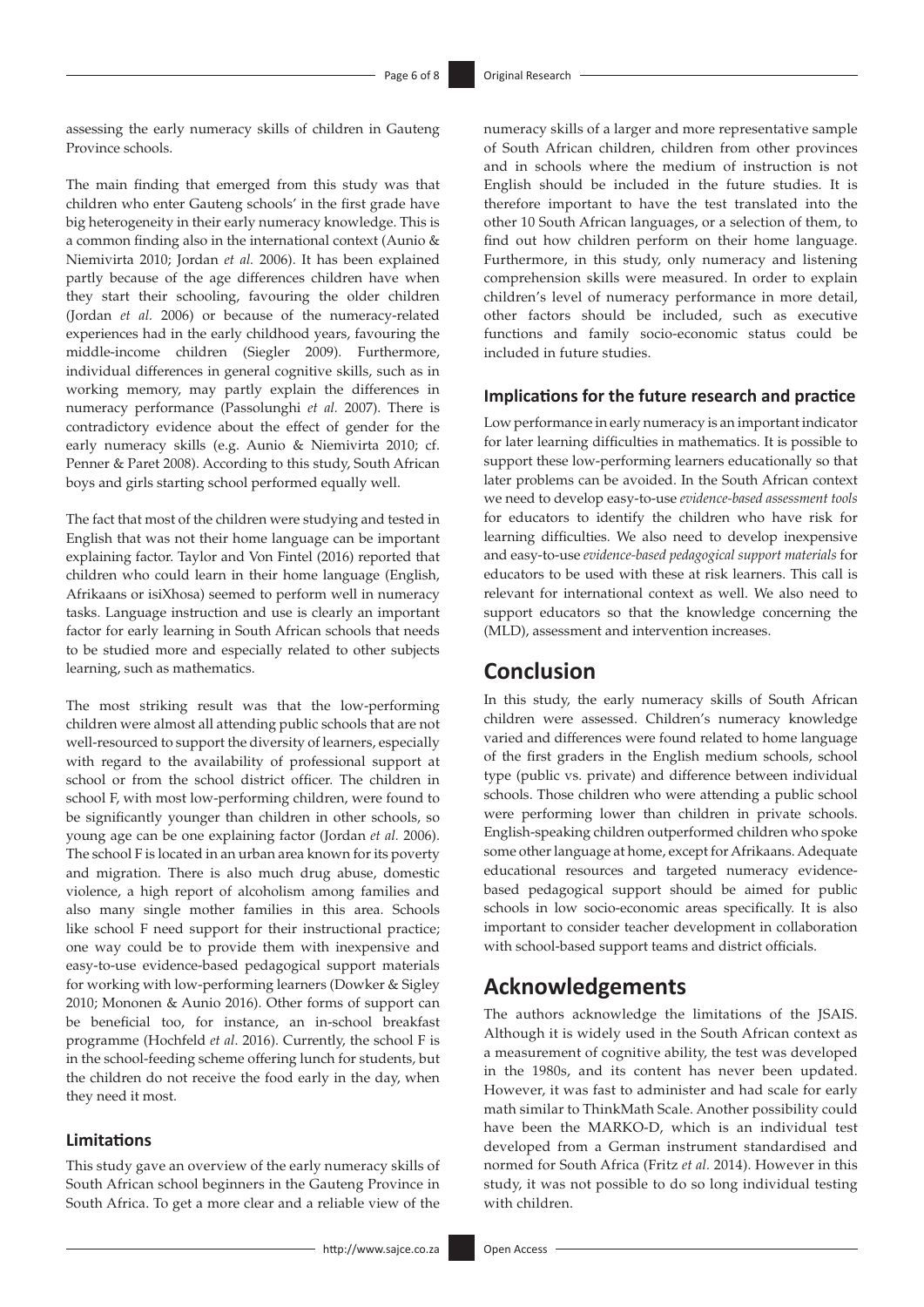assessing the early numeracy skills of children in Gauteng Province schools.

The main finding that emerged from this study was that children who enter Gauteng schools' in the first grade have big heterogeneity in their early numeracy knowledge. This is a common finding also in the international context (Aunio & Niemivirta 2010; Jordan *et al.* 2006). It has been explained partly because of the age differences children have when they start their schooling, favouring the older children (Jordan *et al.* 2006) or because of the numeracy-related experiences had in the early childhood years, favouring the middle-income children (Siegler 2009). Furthermore, individual differences in general cognitive skills, such as in working memory, may partly explain the differences in numeracy performance (Passolunghi *et al.* 2007). There is contradictory evidence about the effect of gender for the early numeracy skills (e.g. Aunio & Niemivirta 2010; cf. Penner & Paret 2008). According to this study, South African boys and girls starting school performed equally well.

The fact that most of the children were studying and tested in English that was not their home language can be important explaining factor. Taylor and Von Fintel (2016) reported that children who could learn in their home language (English, Afrikaans or isiXhosa) seemed to perform well in numeracy tasks. Language instruction and use is clearly an important factor for early learning in South African schools that needs to be studied more and especially related to other subjects learning, such as mathematics.

The most striking result was that the low-performing children were almost all attending public schools that are not well-resourced to support the diversity of learners, especially with regard to the availability of professional support at school or from the school district officer. The children in school F, with most low-performing children, were found to be significantly younger than children in other schools, so young age can be one explaining factor (Jordan *et al.* 2006). The school F is located in an urban area known for its poverty and migration. There is also much drug abuse, domestic violence, a high report of alcoholism among families and also many single mother families in this area. Schools like school F need support for their instructional practice; one way could be to provide them with inexpensive and easy-to-use evidence-based pedagogical support materials for working with low-performing learners (Dowker & Sigley 2010; Mononen & Aunio 2016). Other forms of support can be beneficial too, for instance, an in-school breakfast programme (Hochfeld *et al.* 2016). Currently, the school F is in the school-feeding scheme offering lunch for students, but the children do not receive the food early in the day, when they need it most.

### Limitations

This study gave an overview of the early numeracy skills of South African school beginners in the Gauteng Province in South Africa. To get a more clear and a reliable view of the numeracy skills of a larger and more representative sample of South African children, children from other provinces and in schools where the medium of instruction is not English should be included in the future studies. It is therefore important to have the test translated into the other 10 South African languages, or a selection of them, to find out how children perform on their home language. Furthermore, in this study, only numeracy and listening comprehension skills were measured. In order to explain children's level of numeracy performance in more detail, other factors should be included, such as executive functions and family socio-economic status could be included in future studies.

### Implications for the future research and practice

Low performance in early numeracy is an important indicator for later learning difficulties in mathematics. It is possible to support these low-performing learners educationally so that later problems can be avoided. In the South African context we need to develop easy-to-use *evidence-based assessment tools* for educators to identify the children who have risk for learning difficulties. We also need to develop inexpensive and easy-to-use *evidence-based pedagogical support materials* for educators to be used with these at risk learners. This call is relevant for international context as well. We also need to support educators so that the knowledge concerning the (MLD), assessment and intervention increases.

## Conclusion

In this study, the early numeracy skills of South African children were assessed. Children's numeracy knowledge varied and differences were found related to home language of the first graders in the English medium schools, school type (public vs. private) and difference between individual schools. Those children who were attending a public school were performing lower than children in private schools. English-speaking children outperformed children who spoke some other language at home, except for Afrikaans. Adequate educational resources and targeted numeracy evidence-based pedagogical support should be aimed for public schools in low socio-economic areas specifically. It is also important to consider teacher development in collaboration with school-based support teams and district officials.

## Acknowledgements

The authors acknowledge the limitations of the JSAIS. Although it is widely used in the South African context as a measurement of cognitive ability, the test was developed in the 1980s, and its content has never been updated. However, it was fast to administer and had scale for early math similar to ThinkMath Scale. Another possibility could have been the MARKO-D, which is an individual test developed from a German instrument standardised and normed for South Africa (Fritz *et al.* 2014). However in this study, it was not possible to do so long individual testing with children.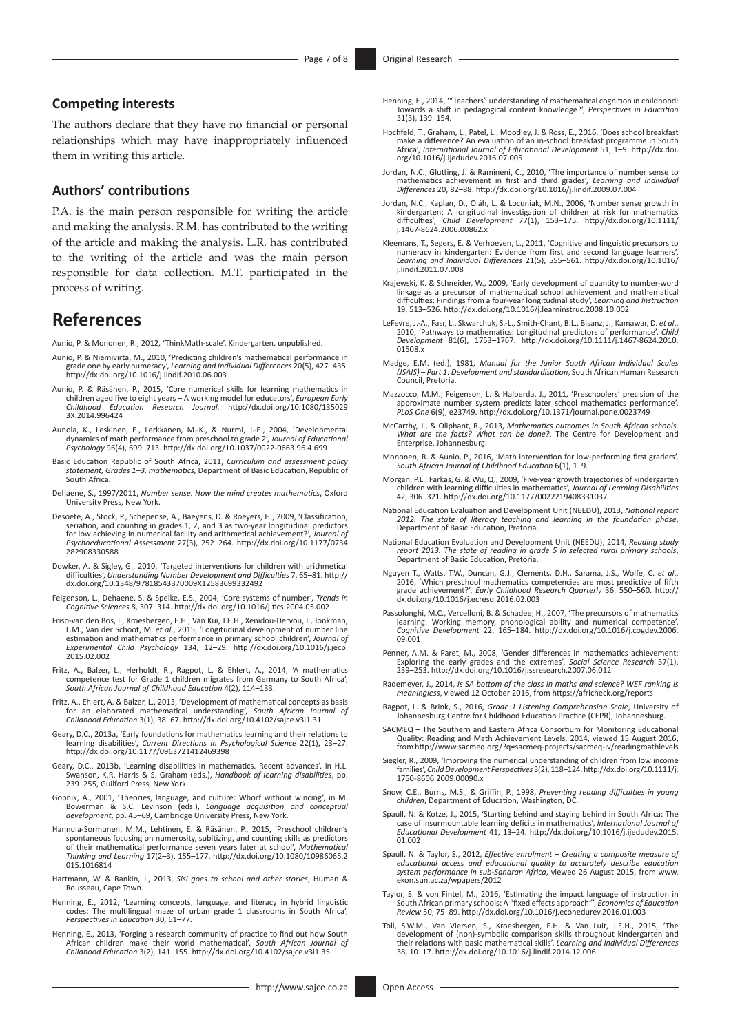## Competing interests

The authors declare that they have no financial or personal relationships which may have inappropriately influenced them in writing this article.

## Authors' contributions

P.A. is the main person responsible for writing the article and making the analysis. R.M. has contributed to the writing of the article and making the analysis. L.R. has contributed to the writing of the article and was the main person responsible for data collection. M.T. participated in the process of writing.

# References

Aunio, P. & Mononen, R., 2012, 'ThinkMath-scale', Kindergarten, unpublished.

Aunio, P. & Niemivirta, M., 2010, 'Predicting children's mathematical performance in grade one by early numeracy', *Learning and Individual Differences* 20(5), 427–435. http://dx.doi.org/10.1016/j.lindif.2010.06.003

Aunio, P. & Räsänen, P., 2015, 'Core numerical skills for learning mathematics in children aged five to eight years – A working model for educators', *European Early Childhood Education Research Journal.* http://dx.doi.org/10.1080/1350293X.2014.996424

Aunola, K., Leskinen, E., Lerkkanen, M.-K., & Nurmi, J.-E., 2004, 'Developmental dynamics of math performance from preschool to grade 2', *Journal of Educational Psychology* 96(4), 699–713. http://dx.doi.org/10.1037/0022-0663.96.4.699

Basic Education Republic of South Africa, 2011, *Curriculum and assessment policy statement, Grades 1–3, mathematics,* Department of Basic Education, Republic of South Africa.

Dehaene, S., 1997/2011, *Number sense. How the mind creates mathematics*, Oxford University Press, New York.

Desoete, A., Stock, P., Schepense, A., Baeyens, D. & Roeyers, H., 2009, 'Classification, seriation, and counting in grades 1, 2, and 3 as two-year longitudinal predictors for low achieving in numerical facility and arithmetical achievement?', *Journal of Psychoeducational Assessment* 27(3), 252–264. http://dx.doi.org/10.1177/0734282908330588

Dowker, A. & Sigley, G., 2010, 'Targeted interventions for children with arithmetical difficulties', *Understanding Number Development and Difficulties* 7, 65–81. http://dx.doi.org/10.1348/97818543370009X12583699332492

Feigenson, L., Dehaene, S. & Spelke, E.S., 2004, 'Core systems of number', *Trends in Cognitive Sciences* 8, 307–314. http://dx.doi.org/10.1016/j.tics.2004.05.002

Friso-van den Bos, I., Kroesbergen, E.H., Van Kui, J.E.H., Xenidou-Dervou, I., Jonkman, L.M., Van der Schoot, M. *et al*., 2015, 'Longitudinal development of number line estimation and mathematics performance in primary school children', *Journal of Experimental Child Psychology* 134, 12–29. http://dx.doi.org/10.1016/j.jecp.2015.02.002

Fritz, A., Balzer, L., Herholdt, R., Ragpot, L. & Ehlert, A., 2014, 'A mathematics competence test for Grade 1 children migrates from Germany to South Africa', *South African Journal of Childhood Education* 4(2), 114–133.

Fritz, A., Ehlert, A. & Balzer, L., 2013, 'Development of mathematical concepts as basis for an elaborated mathematical understanding', *South African Journal of Childhood Education* 3(1), 38–67. http://dx.doi.org/10.4102/sajce.v3i1.31

Geary, D.C., 2013a, 'Early foundations for mathematics learning and their relations to learning disabilities', *Current Directions in Psychological Science* 22(1), 23–27. http://dx.doi.org/10.1177/0963721412469398

Geary, D.C., 2013b, 'Learning disabilities in mathematics. Recent advances', in H.L. Swanson, K.R. Harris & S. Graham (eds.), *Handbook of learning disabilities*, pp. 239–255, Guilford Press, New York.

Gopnik, A., 2001, 'Theories, language, and culture: Whorf without wincing', in M. Bowerman & S.C. Levinson (eds.), *Language acquisition and conceptual development*, pp. 45–69, Cambridge University Press, New York.

Hannula-Sormunen, M.M., Lehtinen, E. & Räsänen, P., 2015, 'Preschool children's spontaneous focusing on numerosity, subitizing, and counting skills as predictors of their mathematical performance seven years later at school', *Mathematical Thinking and Learning* 17(2–3), 155–177. http://dx.doi.org/10.1080/10986065.2015.1016814

Hartmann, W. & Rankin, J., 2013, *Sisi goes to school and other stories*, Human & Rousseau, Cape Town.

Henning, E., 2012, 'Learning concepts, language, and literacy in hybrid linguistic codes: The multilingual maze of urban grade 1 classrooms in South Africa', *Perspectives in Education* 30, 61–77.

Henning, E., 2013, 'Forging a research community of practice to find out how South African children make their world mathematical', *South African Journal of Childhood Education* 3(2), 141–155. http://dx.doi.org/10.4102/sajce.v3i1.35

Henning, E., 2014, '"Teachers" understanding of mathematical cognition in childhood: Towards a shift in pedagogical content knowledge?', *Perspectives in Education* 31(3), 139–154.

Hochfeld, T., Graham, L., Patel, L., Moodley, J. & Ross, E., 2016, 'Does school breakfast make a difference? An evaluation of an in-school breakfast programme in South Africa', *International Journal of Educational Development* 51, 1–9. http://dx.doi.org/10.1016/j.ijedudev.2016.07.005

Jordan, N.C., Glutting, J. & Ramineni, C., 2010, 'The importance of number sense to mathematics achievement in first and third grades', *Learning and Individual Differences* 20, 82–88. http://dx.doi.org/10.1016/j.lindif.2009.07.004

Jordan, N.C., Kaplan, D., Oláh, L. & Locuniak, M.N., 2006, 'Number sense growth in kindergarten: A longitudinal investigation of children at risk for mathematics difficulties', *Child Development* 77(1), 153–175. http://dx.doi.org/10.1111/j.1467-8624.2006.00862.x

Kleemans, T., Segers, E. & Verhoeven, L., 2011, 'Cognitive and linguistic precursors to numeracy in kindergarten: Evidence from first and second language learners', *Learning and Individual Differences* 21(5), 555–561. http://dx.doi.org/10.1016/j.lindif.2011.07.008

Krajewski, K. & Schneider, W., 2009, 'Early development of quantity to number-word linkage as a precursor of mathematical school achievement and mathematical difficulties: Findings from a four-year longitudinal study', *Learning and Instruction* 19, 513–526. http://dx.doi.org/10.1016/j.learninstruc.2008.10.002

LeFevre, J.-A., Fasr, L., Skwarchuk, S.-L., Smith-Chant, B.L., Bisanz, J., Kamawar, D. *et al*., 2010, 'Pathways to mathematics: Longitudinal predictors of performance', *Child Development* 81(6), 1753–1767. http://dx.doi.org/10.1111/j.1467-8624.2010.01508.x

Madge, E.M. (ed.), 1981, *Manual for the Junior South African Individual Scales (JSAIS) – Part 1: Development and standardisation*, South African Human Research Council, Pretoria.

Mazzocco, M.M., Feigenson, L. & Halberda, J., 2011, 'Preschoolers' precision of the approximate number system predicts later school mathematics performance', *PLoS One* 6(9), e23749. http://dx.doi.org/10.1371/journal.pone.0023749

McCarthy, J., & Oliphant, R., 2013, *Mathematics outcomes in South African schools. What are the facts? What can be done?*, The Centre for Development and Enterprise, Johannesburg.

Mononen, R. & Aunio, P., 2016, 'Math intervention for low-performing first graders', *South African Journal of Childhood Education* 6(1), 1–9.

Morgan, P.L., Farkas, G. & Wu, Q., 2009, 'Five-year growth trajectories of kindergarten children with learning difficulties in mathematics', *Journal of Learning Disabilities* 42, 306–321. http://dx.doi.org/10.1177/0022219408331037

National Education Evaluation and Development Unit (NEEDU), 2013, *National report 2012. The state of literacy teaching and learning in the foundation phase*, Department of Basic Education, Pretoria.

National Education Evaluation and Development Unit (NEEDU), 2014, *Reading study report 2013. The state of reading in grade 5 in selected rural primary schools*, Department of Basic Education, Pretoria.

Nguyen T., Watts, T.W., Duncan, G.J., Clements, D.H., Sarama, J.S., Wolfe, C. *et al*., 2016, 'Which preschool mathematics competencies are most predictive of fifth grade achievement?', *Early Childhood Research Quarterly* 36, 550–560. http://dx.doi.org/10.1016/j.ecresq.2016.02.003

Passolunghi, M.C., Vercelloni, B. & Schadee, H., 2007, 'The precursors of mathematics learning: Working memory, phonological ability and numerical competence', *Cognitive Development* 22, 165–184. http://dx.doi.org/10.1016/j.cogdev.2006.09.001

Penner, A.M. & Paret, M., 2008, 'Gender differences in mathematics achievement: Exploring the early grades and the extremes', *Social Science Research* 37(1), 239–253. http://dx.doi.org/10.1016/j.ssresearch.2007.06.012

Rademeyer, J., 2014, *Is SA bottom of the class in maths and science? WEF ranking is meaningless*, viewed 12 October 2016, from https://africheck.org/reports

Ragpot, L. & Brink, S., 2016, *Grade 1 Listening Comprehension Scale*, University of Johannesburg Centre for Childhood Education Practice (CEPR), Johannesburg.

SACMEQ – The Southern and Eastern Africa Consortium for Monitoring Educational Quality: Reading and Math Achievement Levels, 2014, viewed 15 August 2016, from http://www.sacmeq.org/?q=sacmeq-projects/sacmeq-iv/readingmathlevels

Siegler, R., 2009, 'Improving the numerical understanding of children from low income families', *Child Development Perspectives* 3(2), 118–124. http://dx.doi.org/10.1111/j.1750-8606.2009.00090.x

Snow, C.E., Burns, M.S., & Griffin, P., 1998, *Preventing reading difficulties in young children*, Department of Education, Washington, DC.

Spaull, N. & Kotze, J., 2015, 'Starting behind and staying behind in South Africa: The case of insurmountable learning deficits in mathematics', *International Journal of Educational Development* 41, 13–24. http://dx.doi.org/10.1016/j.ijedudev.2015.01.002

Spaull, N. & Taylor, S., 2012, *Effective enrolment – Creating a composite measure of educational access and educational quality to accurately describe education system performance in sub-Saharan Africa*, viewed 26 August 2015, from www.ekon.sun.ac.za/wpapers/2012

Taylor, S. & von Fintel, M., 2016, 'Estimating the impact language of instruction in South African primary schools: A "fixed effects approach"', *Economics of Education Review* 50, 75–89. http://dx.doi.org/10.1016/j.econedurev.2016.01.003

Toll, S.W.M., Van Viersen, S., Kroesbergen, E.H. & Van Luit, J.E.H., 2015, 'The development of (non)-symbolic comparison skills throughout kindergarten and their relations with basic mathematical skills', *Learning and Individual Differences* 38, 10–17. http://dx.doi.org/10.1016/j.lindif.2014.12.006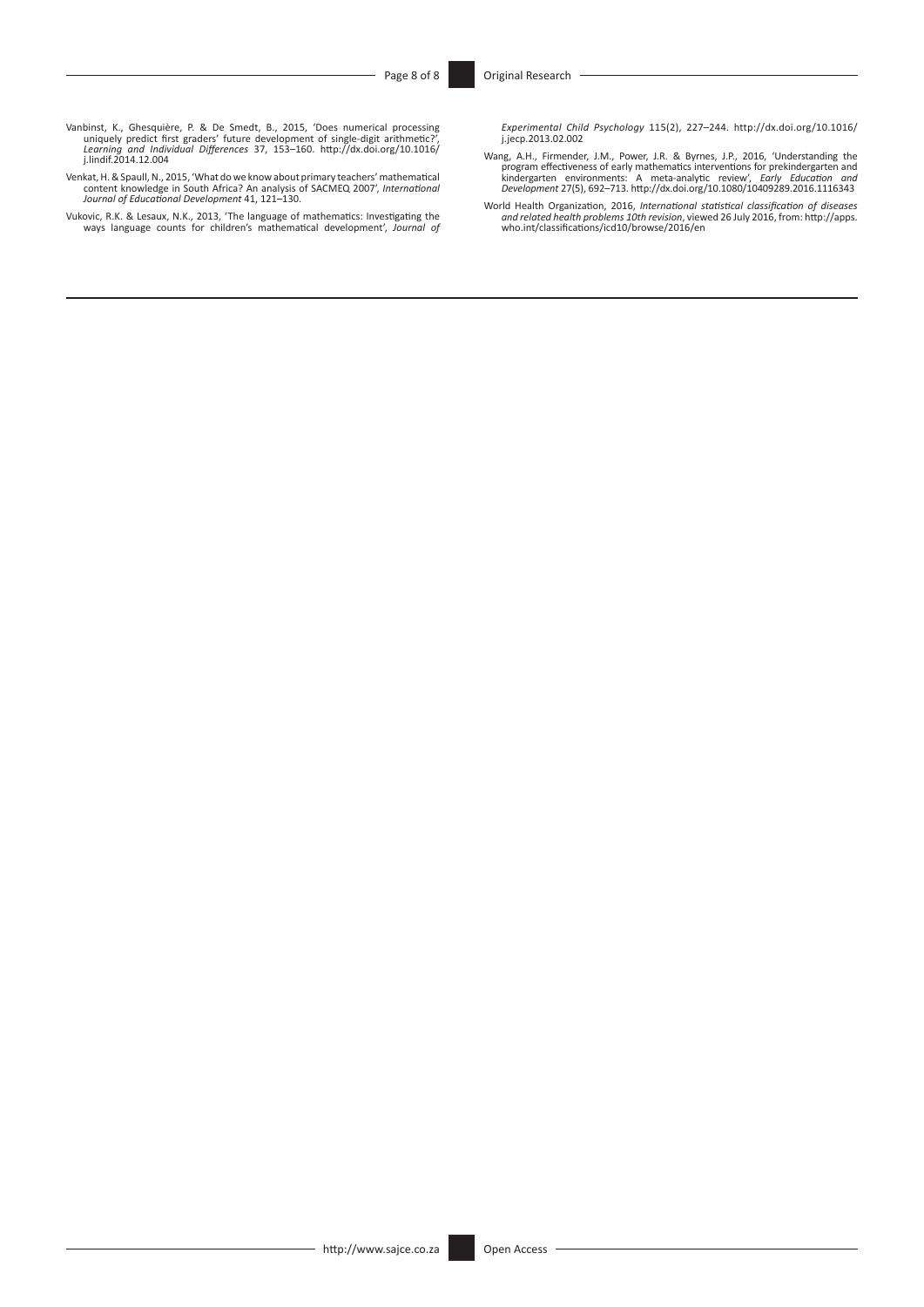Vanbinst, K., Ghesquière, P. & De Smedt, B., 2015, 'Does numerical processing uniquely predict first graders' future development of single-digit arithmetic?', *Learning and Individual Differences* 37, 153–160. http://dx.doi.org/10.1016/j.lindif.2014.12.004

Venkat, H. & Spaull, N., 2015, 'What do we know about primary teachers' mathematical content knowledge in South Africa? An analysis of SACMEQ 2007', *International Journal of Educational Development* 41, 121–130.

Vukovic, R.K. & Lesaux, N.K., 2013, 'The language of mathematics: Investigating the ways language counts for children's mathematical development', *Journal of Experimental Child Psychology* 115(2), 227–244. http://dx.doi.org/10.1016/j.jecp.2013.02.002

Wang, A.H., Firmender, J.M., Power, J.R. & Byrnes, J.P., 2016, 'Understanding the program effectiveness of early mathematics interventions for prekindergarten and kindergarten environments: A meta-analytic review', *Early Education and Development* 27(5), 692–713. http://dx.doi.org/10.1080/10409289.2016.1116343

World Health Organization, 2016, *International statistical classification of diseases and related health problems 10th revision*, viewed 26 July 2016, from: http://apps.who.int/classifications/icd10/browse/2016/en